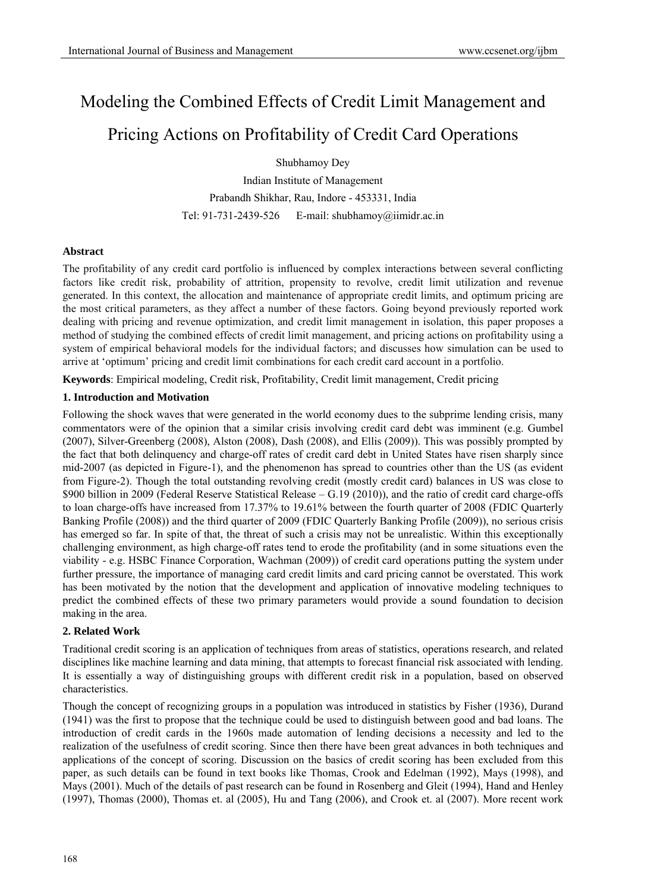# Modeling the Combined Effects of Credit Limit Management and Pricing Actions on Profitability of Credit Card Operations

Shubhamoy Dey

Indian Institute of Management

Prabandh Shikhar, Rau, Indore - 453331, India

Tel: 91-731-2439-526 E-mail: shubhamoy@iimidr.ac.in

## Abstract

The profitability of any credit card portfolio is influenced by complex interactions between several conflicting factors like credit risk, probability of attrition, propensity to revolve, credit limit utilization and revenue generated. In this context, the allocation and maintenance of appropriate credit limits, and optimum pricing are the most critical parameters, as they affect a number of these factors. Going beyond previously reported work dealing with pricing and revenue optimization, and credit limit management in isolation, this paper proposes a method of studying the combined effects of credit limit management, and pricing actions on profitability using a system of empirical behavioral models for the individual factors; and discusses how simulation can be used to arrive at 'optimum' pricing and credit limit combinations for each credit card account in a portfolio.

**Keywords**: Empirical modeling, Credit risk, Profitability, Credit limit management, Credit pricing

## 1. Introduction and Motivation

Following the shock waves that were generated in the world economy dues to the subprime lending crisis, many commentators were of the opinion that a similar crisis involving credit card debt was imminent (e.g. Gumbel (2007), Silver-Greenberg (2008), Alston (2008), Dash (2008), and Ellis (2009)). This was possibly prompted by the fact that both delinquency and charge-off rates of credit card debt in United States have risen sharply since mid-2007 (as depicted in Figure-1), and the phenomenon has spread to countries other than the US (as evident from Figure-2). Though the total outstanding revolving credit (mostly credit card) balances in US was close to \$900 billion in 2009 (Federal Reserve Statistical Release – G.19 (2010)), and the ratio of credit card charge-offs to loan charge-offs have increased from 17.37% to 19.61% between the fourth quarter of 2008 (FDIC Quarterly Banking Profile (2008)) and the third quarter of 2009 (FDIC Quarterly Banking Profile (2009)), no serious crisis has emerged so far. In spite of that, the threat of such a crisis may not be unrealistic. Within this exceptionally challenging environment, as high charge-off rates tend to erode the profitability (and in some situations even the viability - e.g. HSBC Finance Corporation, Wachman (2009)) of credit card operations putting the system under further pressure, the importance of managing card credit limits and card pricing cannot be overstated. This work has been motivated by the notion that the development and application of innovative modeling techniques to predict the combined effects of these two primary parameters would provide a sound foundation to decision making in the area.

## 2. Related Work

Traditional credit scoring is an application of techniques from areas of statistics, operations research, and related disciplines like machine learning and data mining, that attempts to forecast financial risk associated with lending. It is essentially a way of distinguishing groups with different credit risk in a population, based on observed characteristics.

Though the concept of recognizing groups in a population was introduced in statistics by Fisher (1936), Durand (1941) was the first to propose that the technique could be used to distinguish between good and bad loans. The introduction of credit cards in the 1960s made automation of lending decisions a necessity and led to the realization of the usefulness of credit scoring. Since then there have been great advances in both techniques and applications of the concept of scoring. Discussion on the basics of credit scoring has been excluded from this paper, as such details can be found in text books like Thomas, Crook and Edelman (1992), Mays (1998), and Mays (2001). Much of the details of past research can be found in Rosenberg and Gleit (1994), Hand and Henley (1997), Thomas (2000), Thomas et. al (2005), Hu and Tang (2006), and Crook et. al (2007). More recent work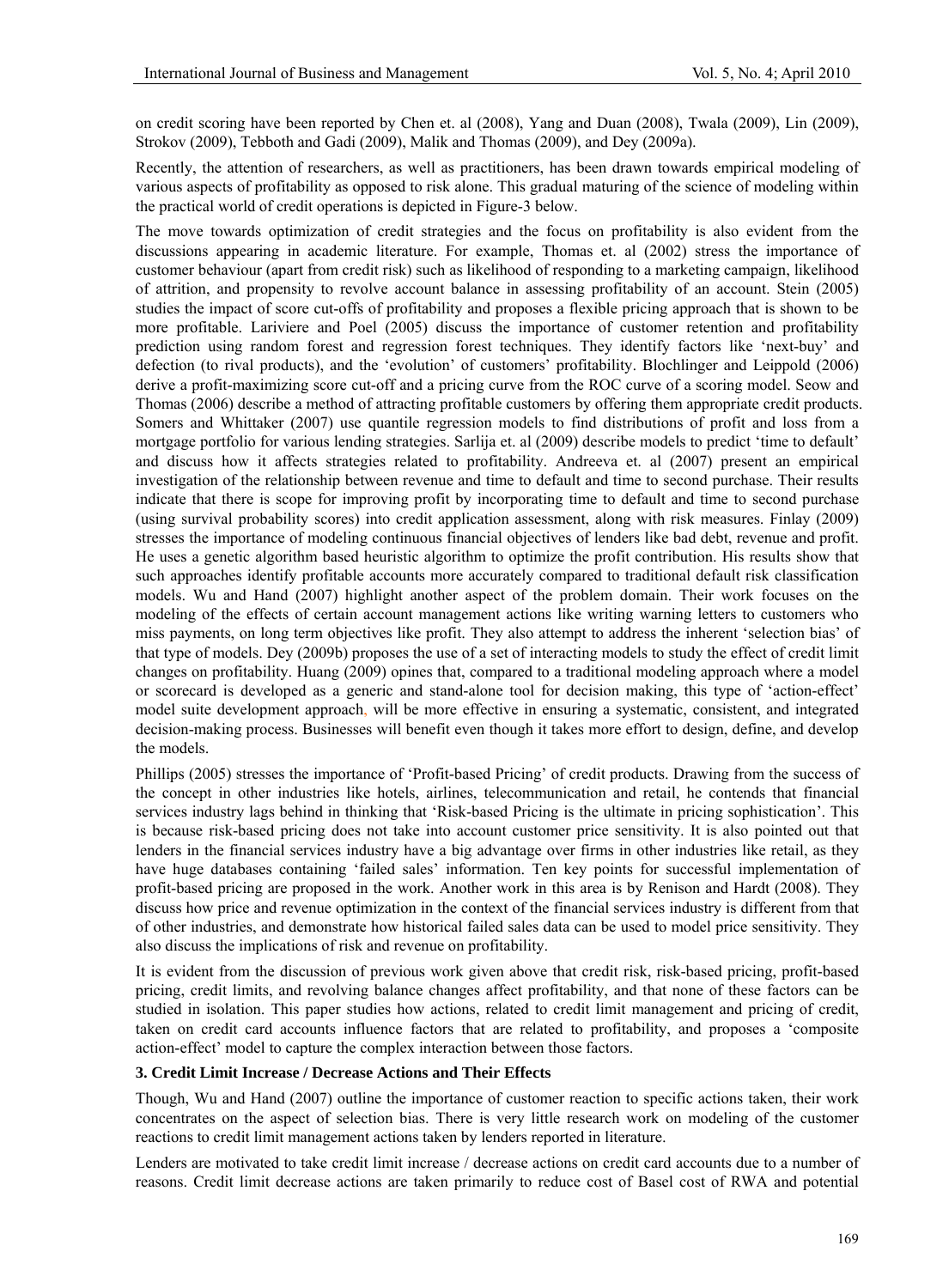on credit scoring have been reported by Chen et. al (2008), Yang and Duan (2008), Twala (2009), Lin (2009), Strokov (2009), Tebboth and Gadi (2009), Malik and Thomas (2009), and Dey (2009a).

Recently, the attention of researchers, as well as practitioners, has been drawn towards empirical modeling of various aspects of profitability as opposed to risk alone. This gradual maturing of the science of modeling within the practical world of credit operations is depicted in Figure-3 below.

The move towards optimization of credit strategies and the focus on profitability is also evident from the discussions appearing in academic literature. For example, Thomas et. al (2002) stress the importance of customer behaviour (apart from credit risk) such as likelihood of responding to a marketing campaign, likelihood of attrition, and propensity to revolve account balance in assessing profitability of an account. Stein (2005) studies the impact of score cut-offs of profitability and proposes a flexible pricing approach that is shown to be more profitable. Lariviere and Poel (2005) discuss the importance of customer retention and profitability prediction using random forest and regression forest techniques. They identify factors like 'next-buy' and defection (to rival products), and the 'evolution' of customers' profitability. Blochlinger and Leippold (2006) derive a profit-maximizing score cut-off and a pricing curve from the ROC curve of a scoring model. Seow and Thomas (2006) describe a method of attracting profitable customers by offering them appropriate credit products. Somers and Whittaker (2007) use quantile regression models to find distributions of profit and loss from a mortgage portfolio for various lending strategies. Sarlija et. al (2009) describe models to predict 'time to default' and discuss how it affects strategies related to profitability. Andreeva et. al (2007) present an empirical investigation of the relationship between revenue and time to default and time to second purchase. Their results indicate that there is scope for improving profit by incorporating time to default and time to second purchase (using survival probability scores) into credit application assessment, along with risk measures. Finlay (2009) stresses the importance of modeling continuous financial objectives of lenders like bad debt, revenue and profit. He uses a genetic algorithm based heuristic algorithm to optimize the profit contribution. His results show that such approaches identify profitable accounts more accurately compared to traditional default risk classification models. Wu and Hand (2007) highlight another aspect of the problem domain. Their work focuses on the modeling of the effects of certain account management actions like writing warning letters to customers who miss payments, on long term objectives like profit. They also attempt to address the inherent 'selection bias' of that type of models. Dey (2009b) proposes the use of a set of interacting models to study the effect of credit limit changes on profitability. Huang (2009) opines that, compared to a traditional modeling approach where a model or scorecard is developed as a generic and stand-alone tool for decision making, this type of 'action-effect' model suite development approach, will be more effective in ensuring a systematic, consistent, and integrated decision-making process. Businesses will benefit even though it takes more effort to design, define, and develop the models.

Phillips (2005) stresses the importance of 'Profit-based Pricing' of credit products. Drawing from the success of the concept in other industries like hotels, airlines, telecommunication and retail, he contends that financial services industry lags behind in thinking that 'Risk-based Pricing is the ultimate in pricing sophistication'. This is because risk-based pricing does not take into account customer price sensitivity. It is also pointed out that lenders in the financial services industry have a big advantage over firms in other industries like retail, as they have huge databases containing 'failed sales' information. Ten key points for successful implementation of profit-based pricing are proposed in the work. Another work in this area is by Renison and Hardt (2008). They discuss how price and revenue optimization in the context of the financial services industry is different from that of other industries, and demonstrate how historical failed sales data can be used to model price sensitivity. They also discuss the implications of risk and revenue on profitability.

It is evident from the discussion of previous work given above that credit risk, risk-based pricing, profit-based pricing, credit limits, and revolving balance changes affect profitability, and that none of these factors can be studied in isolation. This paper studies how actions, related to credit limit management and pricing of credit, taken on credit card accounts influence factors that are related to profitability, and proposes a 'composite action-effect' model to capture the complex interaction between those factors.

## 3. Credit Limit Increase / Decrease Actions and Their Effects

Though, Wu and Hand (2007) outline the importance of customer reaction to specific actions taken, their work concentrates on the aspect of selection bias. There is very little research work on modeling of the customer reactions to credit limit management actions taken by lenders reported in literature.

Lenders are motivated to take credit limit increase / decrease actions on credit card accounts due to a number of reasons. Credit limit decrease actions are taken primarily to reduce cost of Basel cost of RWA and potential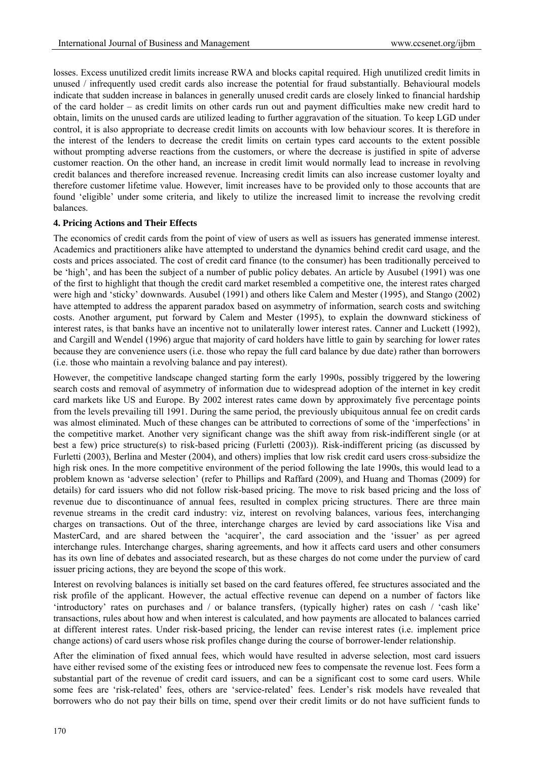losses. Excess unutilized credit limits increase RWA and blocks capital required. High unutilized credit limits in unused / infrequently used credit cards also increase the potential for fraud substantially. Behavioural models indicate that sudden increase in balances in generally unused credit cards are closely linked to financial hardship of the card holder – as credit limits on other cards run out and payment difficulties make new credit hard to obtain, limits on the unused cards are utilized leading to further aggravation of the situation. To keep LGD under control, it is also appropriate to decrease credit limits on accounts with low behaviour scores. It is therefore in the interest of the lenders to decrease the credit limits on certain types card accounts to the extent possible without prompting adverse reactions from the customers, or where the decrease is justified in spite of adverse customer reaction. On the other hand, an increase in credit limit would normally lead to increase in revolving credit balances and therefore increased revenue. Increasing credit limits can also increase customer loyalty and therefore customer lifetime value. However, limit increases have to be provided only to those accounts that are found 'eligible' under some criteria, and likely to utilize the increased limit to increase the revolving credit balances.

**4. Pricing Actions and Their Effects**

The economics of credit cards from the point of view of users as well as issuers has generated immense interest. Academics and practitioners alike have attempted to understand the dynamics behind credit card usage, and the costs and prices associated. The cost of credit card finance (to the consumer) has been traditionally perceived to be 'high', and has been the subject of a number of public policy debates. An article by Ausubel (1991) was one of the first to highlight that though the credit card market resembled a competitive one, the interest rates charged were high and 'sticky' downwards. Ausubel (1991) and others like Calem and Mester (1995), and Stango (2002) have attempted to address the apparent paradox based on asymmetry of information, search costs and switching costs. Another argument, put forward by Calem and Mester (1995), to explain the downward stickiness of interest rates, is that banks have an incentive not to unilaterally lower interest rates. Canner and Luckett (1992), and Cargill and Wendel (1996) argue that majority of card holders have little to gain by searching for lower rates because they are convenience users (i.e. those who repay the full card balance by due date) rather than borrowers (i.e. those who maintain a revolving balance and pay interest).

However, the competitive landscape changed starting form the early 1990s, possibly triggered by the lowering search costs and removal of asymmetry of information due to widespread adoption of the internet in key credit card markets like US and Europe. By 2002 interest rates came down by approximately five percentage points from the levels prevailing till 1991. During the same period, the previously ubiquitous annual fee on credit cards was almost eliminated. Much of these changes can be attributed to corrections of some of the 'imperfections' in the competitive market. Another very significant change was the shift away from risk-indifferent single (or at best a few) price structure(s) to risk-based pricing (Furletti (2003)). Risk-indifferent pricing (as discussed by Furletti (2003), Berlina and Mester (2004), and others) implies that low risk credit card users cross-subsidize the high risk ones. In the more competitive environment of the period following the late 1990s, this would lead to a problem known as 'adverse selection' (refer to Phillips and Raffard (2009), and Huang and Thomas (2009) for details) for card issuers who did not follow risk-based pricing. The move to risk based pricing and the loss of revenue due to discontinuance of annual fees, resulted in complex pricing structures. There are three main revenue streams in the credit card industry: viz, interest on revolving balances, various fees, interchanging charges on transactions. Out of the three, interchange charges are levied by card associations like Visa and MasterCard, and are shared between the 'acquirer', the card association and the 'issuer' as per agreed interchange rules. Interchange charges, sharing agreements, and how it affects card users and other consumers has its own line of debates and associated research, but as these charges do not come under the purview of card issuer pricing actions, they are beyond the scope of this work.

Interest on revolving balances is initially set based on the card features offered, fee structures associated and the risk profile of the applicant. However, the actual effective revenue can depend on a number of factors like 'introductory' rates on purchases and / or balance transfers, (typically higher) rates on cash / 'cash like' transactions, rules about how and when interest is calculated, and how payments are allocated to balances carried at different interest rates. Under risk-based pricing, the lender can revise interest rates (i.e. implement price change actions) of card users whose risk profiles change during the course of borrower-lender relationship.

After the elimination of fixed annual fees, which would have resulted in adverse selection, most card issuers have either revised some of the existing fees or introduced new fees to compensate the revenue lost. Fees form a substantial part of the revenue of credit card issuers, and can be a significant cost to some card users. While some fees are 'risk-related' fees, others are 'service-related' fees. Lender's risk models have revealed that borrowers who do not pay their bills on time, spend over their credit limits or do not have sufficient funds to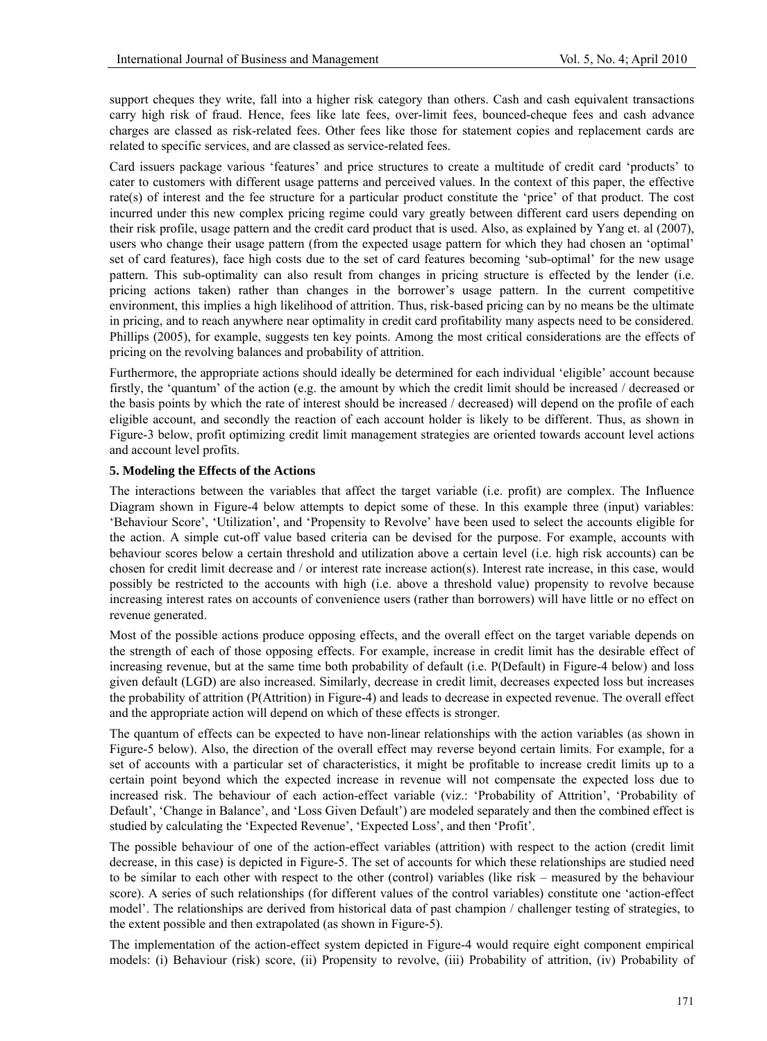support cheques they write, fall into a higher risk category than others. Cash and cash equivalent transactions carry high risk of fraud. Hence, fees like late fees, over-limit fees, bounced-cheque fees and cash advance charges are classed as risk-related fees. Other fees like those for statement copies and replacement cards are related to specific services, and are classed as service-related fees.

Card issuers package various 'features' and price structures to create a multitude of credit card 'products' to cater to customers with different usage patterns and perceived values. In the context of this paper, the effective rate(s) of interest and the fee structure for a particular product constitute the 'price' of that product. The cost incurred under this new complex pricing regime could vary greatly between different card users depending on their risk profile, usage pattern and the credit card product that is used. Also, as explained by Yang et. al (2007), users who change their usage pattern (from the expected usage pattern for which they had chosen an 'optimal' set of card features), face high costs due to the set of card features becoming 'sub-optimal' for the new usage pattern. This sub-optimality can also result from changes in pricing structure is effected by the lender (i.e. pricing actions taken) rather than changes in the borrower's usage pattern. In the current competitive environment, this implies a high likelihood of attrition. Thus, risk-based pricing can by no means be the ultimate in pricing, and to reach anywhere near optimality in credit card profitability many aspects need to be considered. Phillips (2005), for example, suggests ten key points. Among the most critical considerations are the effects of pricing on the revolving balances and probability of attrition.

Furthermore, the appropriate actions should ideally be determined for each individual 'eligible' account because firstly, the 'quantum' of the action (e.g. the amount by which the credit limit should be increased / decreased or the basis points by which the rate of interest should be increased / decreased) will depend on the profile of each eligible account, and secondly the reaction of each account holder is likely to be different. Thus, as shown in Figure-3 below, profit optimizing credit limit management strategies are oriented towards account level actions and account level profits.

## 5. Modeling the Effects of the Actions

The interactions between the variables that affect the target variable (i.e. profit) are complex. The Influence Diagram shown in Figure-4 below attempts to depict some of these. In this example three (input) variables: 'Behaviour Score', 'Utilization', and 'Propensity to Revolve' have been used to select the accounts eligible for the action. A simple cut-off value based criteria can be devised for the purpose. For example, accounts with behaviour scores below a certain threshold and utilization above a certain level (i.e. high risk accounts) can be chosen for credit limit decrease and / or interest rate increase action(s). Interest rate increase, in this case, would possibly be restricted to the accounts with high (i.e. above a threshold value) propensity to revolve because increasing interest rates on accounts of convenience users (rather than borrowers) will have little or no effect on revenue generated.

Most of the possible actions produce opposing effects, and the overall effect on the target variable depends on the strength of each of those opposing effects. For example, increase in credit limit has the desirable effect of increasing revenue, but at the same time both probability of default (i.e. P(Default) in Figure-4 below) and loss given default (LGD) are also increased. Similarly, decrease in credit limit, decreases expected loss but increases the probability of attrition (P(Attrition) in Figure-4) and leads to decrease in expected revenue. The overall effect and the appropriate action will depend on which of these effects is stronger.

The quantum of effects can be expected to have non-linear relationships with the action variables (as shown in Figure-5 below). Also, the direction of the overall effect may reverse beyond certain limits. For example, for a set of accounts with a particular set of characteristics, it might be profitable to increase credit limits up to a certain point beyond which the expected increase in revenue will not compensate the expected loss due to increased risk. The behaviour of each action-effect variable (viz.: 'Probability of Attrition', 'Probability of Default', 'Change in Balance', and 'Loss Given Default') are modeled separately and then the combined effect is studied by calculating the 'Expected Revenue', 'Expected Loss', and then 'Profit'.

The possible behaviour of one of the action-effect variables (attrition) with respect to the action (credit limit decrease, in this case) is depicted in Figure-5. The set of accounts for which these relationships are studied need to be similar to each other with respect to the other (control) variables (like risk – measured by the behaviour score). A series of such relationships (for different values of the control variables) constitute one 'action-effect model'. The relationships are derived from historical data of past champion / challenger testing of strategies, to the extent possible and then extrapolated (as shown in Figure-5).

The implementation of the action-effect system depicted in Figure-4 would require eight component empirical models: (i) Behaviour (risk) score, (ii) Propensity to revolve, (iii) Probability of attrition, (iv) Probability of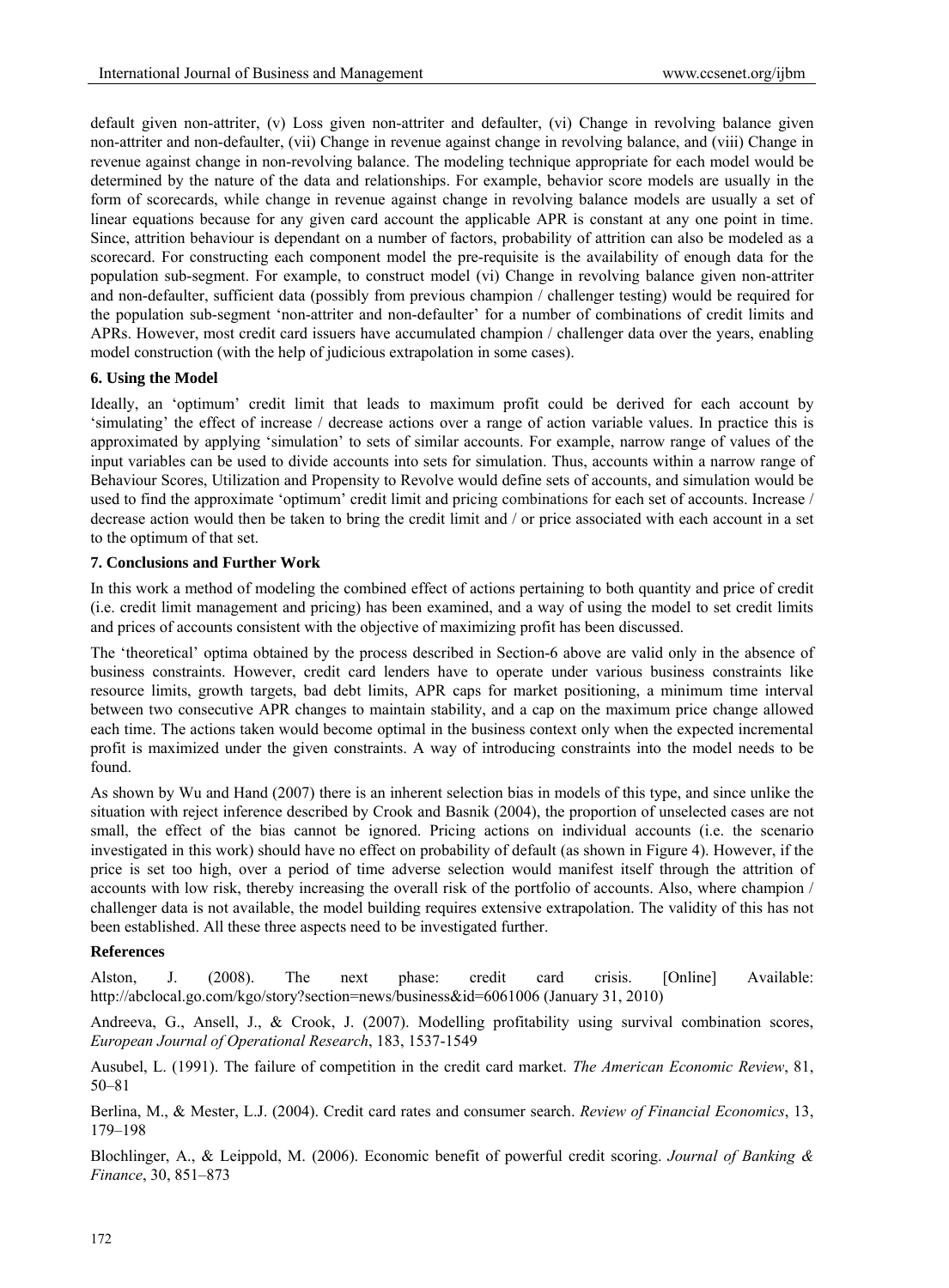default given non-attriter, (v) Loss given non-attriter and defaulter, (vi) Change in revolving balance given non-attriter and non-defaulter, (vii) Change in revenue against change in revolving balance, and (viii) Change in revenue against change in non-revolving balance. The modeling technique appropriate for each model would be determined by the nature of the data and relationships. For example, behavior score models are usually in the form of scorecards, while change in revenue against change in revolving balance models are usually a set of linear equations because for any given card account the applicable APR is constant at any one point in time. Since, attrition behaviour is dependant on a number of factors, probability of attrition can also be modeled as a scorecard. For constructing each component model the pre-requisite is the availability of enough data for the population sub-segment. For example, to construct model (vi) Change in revolving balance given non-attriter and non-defaulter, sufficient data (possibly from previous champion / challenger testing) would be required for the population sub-segment 'non-attriter and non-defaulter' for a number of combinations of credit limits and APRs. However, most credit card issuers have accumulated champion / challenger data over the years, enabling model construction (with the help of judicious extrapolation in some cases).

## 6. Using the Model

Ideally, an 'optimum' credit limit that leads to maximum profit could be derived for each account by 'simulating' the effect of increase / decrease actions over a range of action variable values. In practice this is approximated by applying 'simulation' to sets of similar accounts. For example, narrow range of values of the input variables can be used to divide accounts into sets for simulation. Thus, accounts within a narrow range of Behaviour Scores, Utilization and Propensity to Revolve would define sets of accounts, and simulation would be used to find the approximate 'optimum' credit limit and pricing combinations for each set of accounts. Increase / decrease action would then be taken to bring the credit limit and / or price associated with each account in a set to the optimum of that set.

## 7. Conclusions and Further Work

In this work a method of modeling the combined effect of actions pertaining to both quantity and price of credit (i.e. credit limit management and pricing) has been examined, and a way of using the model to set credit limits and prices of accounts consistent with the objective of maximizing profit has been discussed.

The 'theoretical' optima obtained by the process described in Section-6 above are valid only in the absence of business constraints. However, credit card lenders have to operate under various business constraints like resource limits, growth targets, bad debt limits, APR caps for market positioning, a minimum time interval between two consecutive APR changes to maintain stability, and a cap on the maximum price change allowed each time. The actions taken would become optimal in the business context only when the expected incremental profit is maximized under the given constraints. A way of introducing constraints into the model needs to be found.

As shown by Wu and Hand (2007) there is an inherent selection bias in models of this type, and since unlike the situation with reject inference described by Crook and Basnik (2004), the proportion of unselected cases are not small, the effect of the bias cannot be ignored. Pricing actions on individual accounts (i.e. the scenario investigated in this work) should have no effect on probability of default (as shown in Figure 4). However, if the price is set too high, over a period of time adverse selection would manifest itself through the attrition of accounts with low risk, thereby increasing the overall risk of the portfolio of accounts. Also, where champion / challenger data is not available, the model building requires extensive extrapolation. The validity of this has not been established. All these three aspects need to be investigated further.

## References

Alston, J. (2008). The next phase: credit card crisis. [Online] Available: http://abclocal.go.com/kgo/story?section=news/business&id=6061006 (January 31, 2010)

Andreeva, G., Ansell, J., & Crook, J. (2007). Modelling profitability using survival combination scores, *European Journal of Operational Research*, 183, 1537-1549

Ausubel, L. (1991). The failure of competition in the credit card market. *The American Economic Review*, 81, 50–81

Berlina, M., & Mester, L.J. (2004). Credit card rates and consumer search. *Review of Financial Economics*, 13, 179–198

Blochlinger, A., & Leippold, M. (2006). Economic benefit of powerful credit scoring. *Journal of Banking & Finance*, 30, 851–873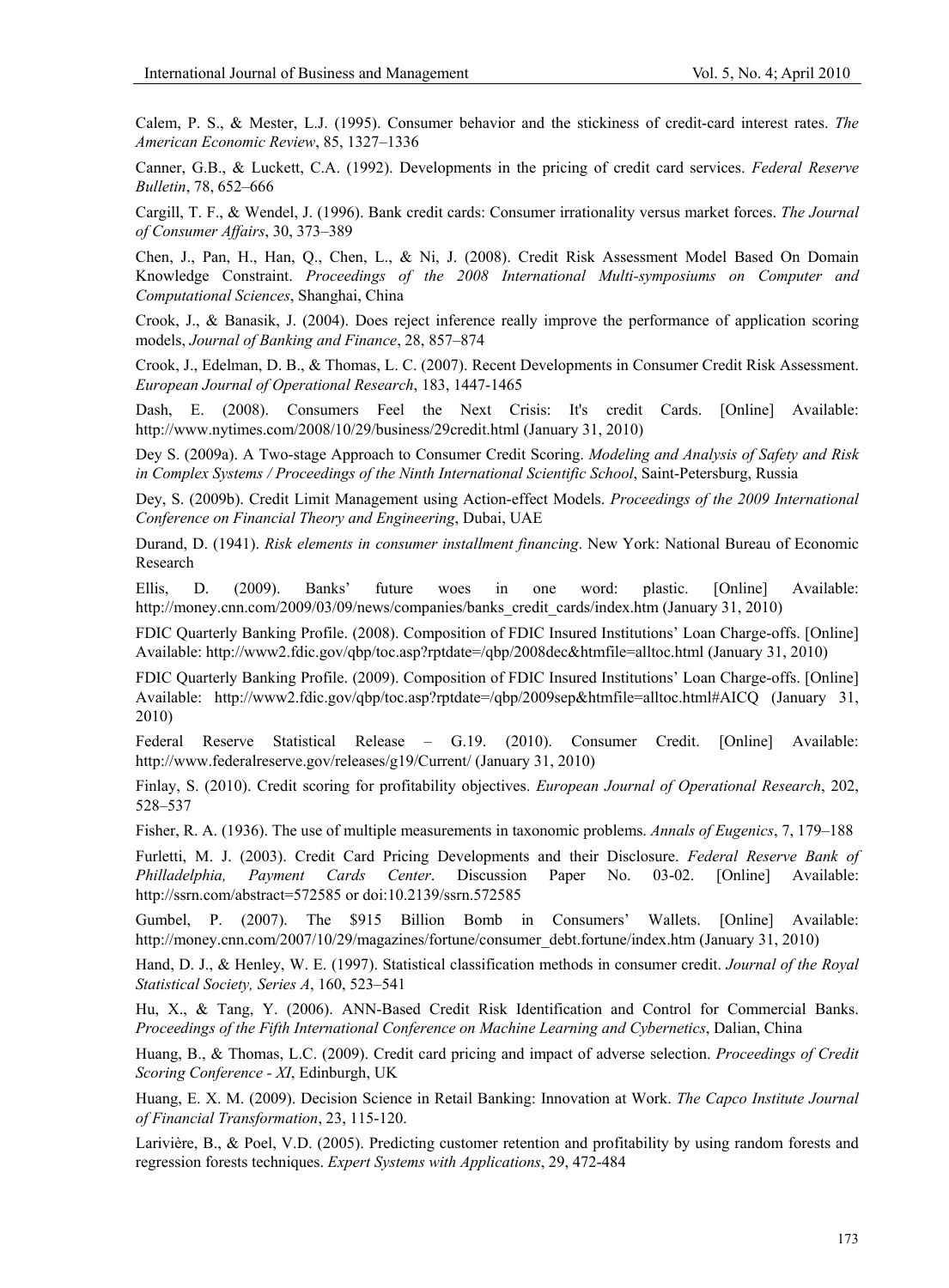Calem, P. S., & Mester, L.J. (1995). Consumer behavior and the stickiness of credit-card interest rates. *The American Economic Review*, 85, 1327–1336

Canner, G.B., & Luckett, C.A. (1992). Developments in the pricing of credit card services. *Federal Reserve Bulletin*, 78, 652–666

Cargill, T. F., & Wendel, J. (1996). Bank credit cards: Consumer irrationality versus market forces. *The Journal of Consumer Affairs*, 30, 373–389

Chen, J., Pan, H., Han, Q., Chen, L., & Ni, J. (2008). Credit Risk Assessment Model Based On Domain Knowledge Constraint. *Proceedings of the 2008 International Multi-symposiums on Computer and Computational Sciences*, Shanghai, China

Crook, J., & Banasik, J. (2004). Does reject inference really improve the performance of application scoring models, *Journal of Banking and Finance*, 28, 857–874

Crook, J., Edelman, D. B., & Thomas, L. C. (2007). Recent Developments in Consumer Credit Risk Assessment. *European Journal of Operational Research*, 183, 1447-1465

Dash, E. (2008). Consumers Feel the Next Crisis: It's credit Cards. [Online] Available: http://www.nytimes.com/2008/10/29/business/29credit.html (January 31, 2010)

Dey S. (2009a). A Two-stage Approach to Consumer Credit Scoring. *Modeling and Analysis of Safety and Risk in Complex Systems / Proceedings of the Ninth International Scientific School*, Saint-Petersburg, Russia

Dey, S. (2009b). Credit Limit Management using Action-effect Models. *Proceedings of the 2009 International Conference on Financial Theory and Engineering*, Dubai, UAE

Durand, D. (1941). *Risk elements in consumer installment financing*. New York: National Bureau of Economic Research

Ellis, D. (2009). Banks' future woes in one word: plastic. [Online] Available: http://money.cnn.com/2009/03/09/news/companies/banks_credit_cards/index.htm (January 31, 2010)

FDIC Quarterly Banking Profile. (2008). Composition of FDIC Insured Institutions' Loan Charge-offs. [Online] Available: http://www2.fdic.gov/qbp/toc.asp?rptdate=/qbp/2008dec&htmfile=alltoc.html (January 31, 2010)

FDIC Quarterly Banking Profile. (2009). Composition of FDIC Insured Institutions' Loan Charge-offs. [Online] Available: http://www2.fdic.gov/qbp/toc.asp?rptdate=/qbp/2009sep&htmfile=alltoc.html#AICQ (January 31, 2010)

Federal Reserve Statistical Release – G.19. (2010). Consumer Credit. [Online] Available: http://www.federalreserve.gov/releases/g19/Current/ (January 31, 2010)

Finlay, S. (2010). Credit scoring for profitability objectives. *European Journal of Operational Research*, 202, 528–537

Fisher, R. A. (1936). The use of multiple measurements in taxonomic problems. *Annals of Eugenics*, 7, 179–188

Furletti, M. J. (2003). Credit Card Pricing Developments and their Disclosure. *Federal Reserve Bank of Philladelphia, Payment Cards Center*. Discussion Paper No. 03-02. [Online] Available: http://ssrn.com/abstract=572585 or doi:10.2139/ssrn.572585

Gumbel, P. (2007). The $915 Billion Bomb in Consumers' Wallets. [Online] Available: http://money.cnn.com/2007/10/29/magazines/fortune/consumer_debt.fortune/index.htm (January 31, 2010)

Hand, D. J., & Henley, W. E. (1997). Statistical classification methods in consumer credit. *Journal of the Royal Statistical Society, Series A*, 160, 523–541

Hu, X., & Tang, Y. (2006). ANN-Based Credit Risk Identification and Control for Commercial Banks. *Proceedings of the Fifth International Conference on Machine Learning and Cybernetics*, Dalian, China

Huang, B., & Thomas, L.C. (2009). Credit card pricing and impact of adverse selection. *Proceedings of Credit Scoring Conference - XI*, Edinburgh, UK

Huang, E. X. M. (2009). Decision Science in Retail Banking: Innovation at Work. *The Capco Institute Journal of Financial Transformation*, 23, 115-120.

Larivière, B., & Poel, V.D. (2005). Predicting customer retention and profitability by using random forests and regression forests techniques. *Expert Systems with Applications*, 29, 472-484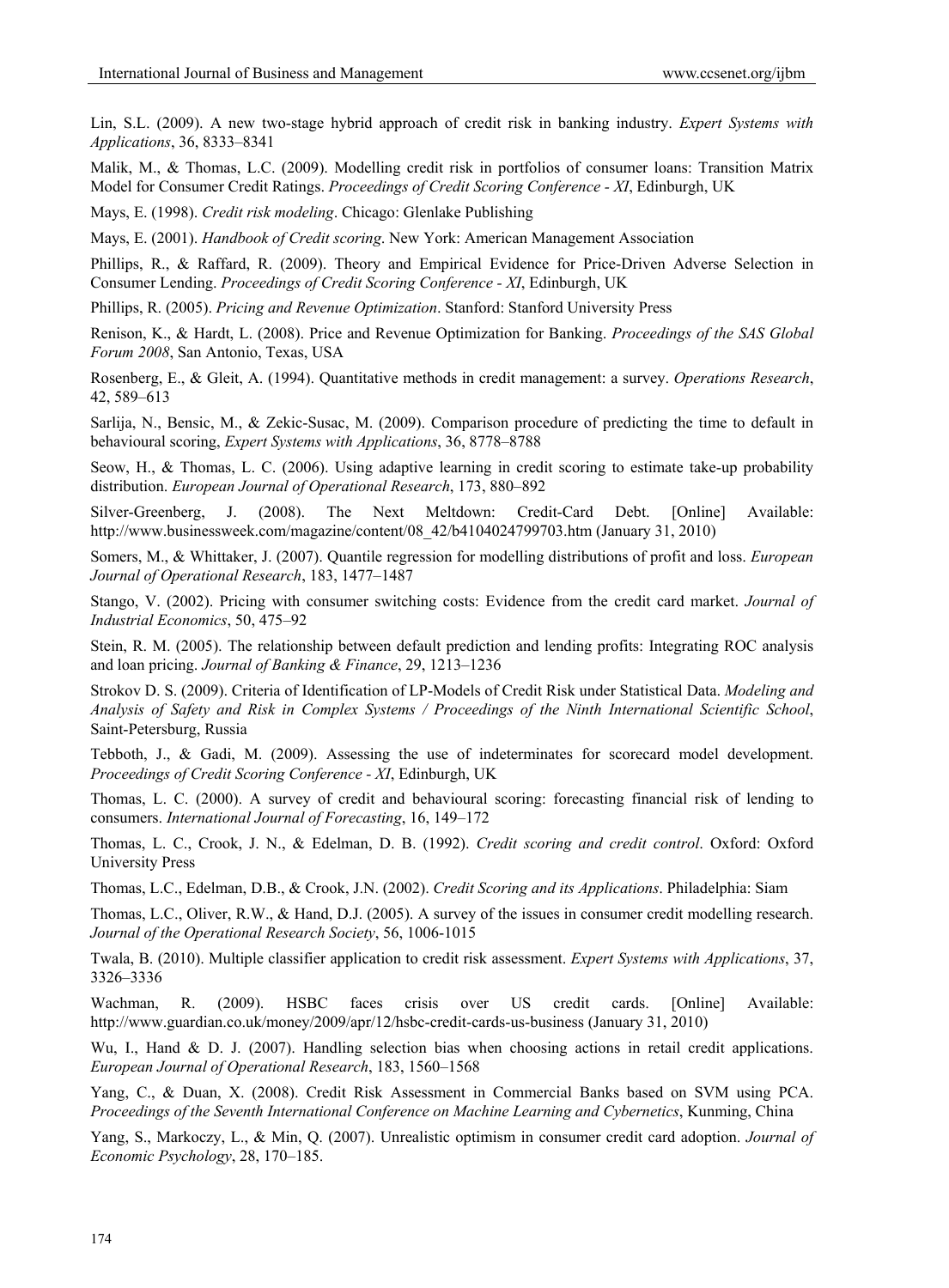Lin, S.L. (2009). A new two-stage hybrid approach of credit risk in banking industry. *Expert Systems with Applications*, 36, 8333–8341

Malik, M., & Thomas, L.C. (2009). Modelling credit risk in portfolios of consumer loans: Transition Matrix Model for Consumer Credit Ratings. *Proceedings of Credit Scoring Conference - XI*, Edinburgh, UK

Mays, E. (1998). *Credit risk modeling*. Chicago: Glenlake Publishing

Mays, E. (2001). *Handbook of Credit scoring*. New York: American Management Association

Phillips, R., & Raffard, R. (2009). Theory and Empirical Evidence for Price-Driven Adverse Selection in Consumer Lending. *Proceedings of Credit Scoring Conference - XI*, Edinburgh, UK

Phillips, R. (2005). *Pricing and Revenue Optimization*. Stanford: Stanford University Press

Renison, K., & Hardt, L. (2008). Price and Revenue Optimization for Banking. *Proceedings of the SAS Global Forum 2008*, San Antonio, Texas, USA

Rosenberg, E., & Gleit, A. (1994). Quantitative methods in credit management: a survey. *Operations Research*, 42, 589–613

Sarlija, N., Bensic, M., & Zekic-Susac, M. (2009). Comparison procedure of predicting the time to default in behavioural scoring, *Expert Systems with Applications*, 36, 8778–8788

Seow, H., & Thomas, L. C. (2006). Using adaptive learning in credit scoring to estimate take-up probability distribution. *European Journal of Operational Research*, 173, 880–892

Silver-Greenberg, J. (2008). The Next Meltdown: Credit-Card Debt. [Online] Available: http://www.businessweek.com/magazine/content/08_42/b4104024799703.htm (January 31, 2010)

Somers, M., & Whittaker, J. (2007). Quantile regression for modelling distributions of profit and loss. *European Journal of Operational Research*, 183, 1477–1487

Stango, V. (2002). Pricing with consumer switching costs: Evidence from the credit card market. *Journal of Industrial Economics*, 50, 475–92

Stein, R. M. (2005). The relationship between default prediction and lending profits: Integrating ROC analysis and loan pricing. *Journal of Banking & Finance*, 29, 1213–1236

Strokov D. S. (2009). Criteria of Identification of LP-Models of Credit Risk under Statistical Data. *Modeling and Analysis of Safety and Risk in Complex Systems / Proceedings of the Ninth International Scientific School*, Saint-Petersburg, Russia

Tebboth, J., & Gadi, M. (2009). Assessing the use of indeterminates for scorecard model development. *Proceedings of Credit Scoring Conference - XI*, Edinburgh, UK

Thomas, L. C. (2000). A survey of credit and behavioural scoring: forecasting financial risk of lending to consumers. *International Journal of Forecasting*, 16, 149–172

Thomas, L. C., Crook, J. N., & Edelman, D. B. (1992). *Credit scoring and credit control*. Oxford: Oxford University Press

Thomas, L.C., Edelman, D.B., & Crook, J.N. (2002). *Credit Scoring and its Applications*. Philadelphia: Siam

Thomas, L.C., Oliver, R.W., & Hand, D.J. (2005). A survey of the issues in consumer credit modelling research. *Journal of the Operational Research Society*, 56, 1006-1015

Twala, B. (2010). Multiple classifier application to credit risk assessment. *Expert Systems with Applications*, 37, 3326–3336

Wachman, R. (2009). HSBC faces crisis over US credit cards. [Online] Available: http://www.guardian.co.uk/money/2009/apr/12/hsbc-credit-cards-us-business (January 31, 2010)

Wu, I., Hand & D. J. (2007). Handling selection bias when choosing actions in retail credit applications. *European Journal of Operational Research*, 183, 1560–1568

Yang, C., & Duan, X. (2008). Credit Risk Assessment in Commercial Banks based on SVM using PCA. *Proceedings of the Seventh International Conference on Machine Learning and Cybernetics*, Kunming, China

Yang, S., Markoczy, L., & Min, Q. (2007). Unrealistic optimism in consumer credit card adoption. *Journal of Economic Psychology*, 28, 170–185.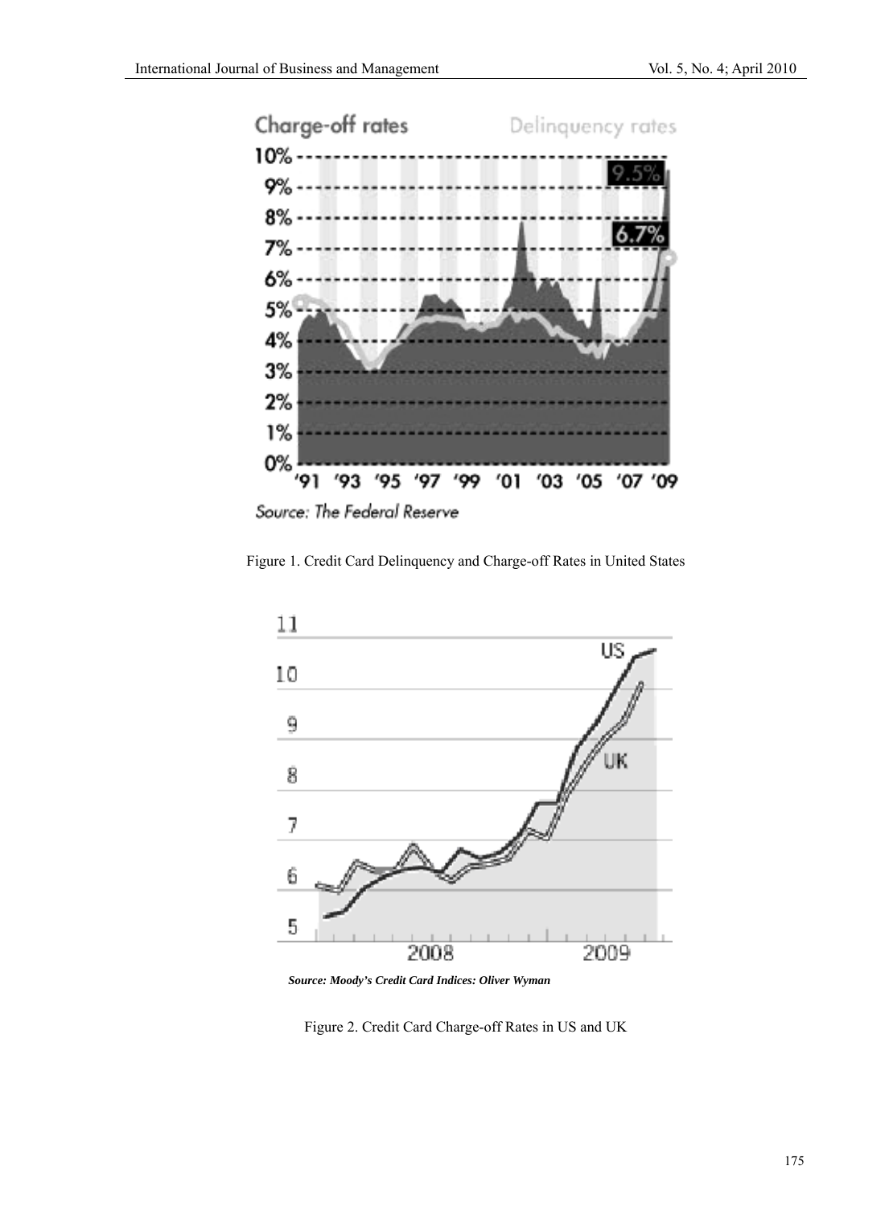Figure 1. Credit Card Delinquency and Charge-off Rates in United States

Figure 2. Credit Card Charge-off Rates in US and UK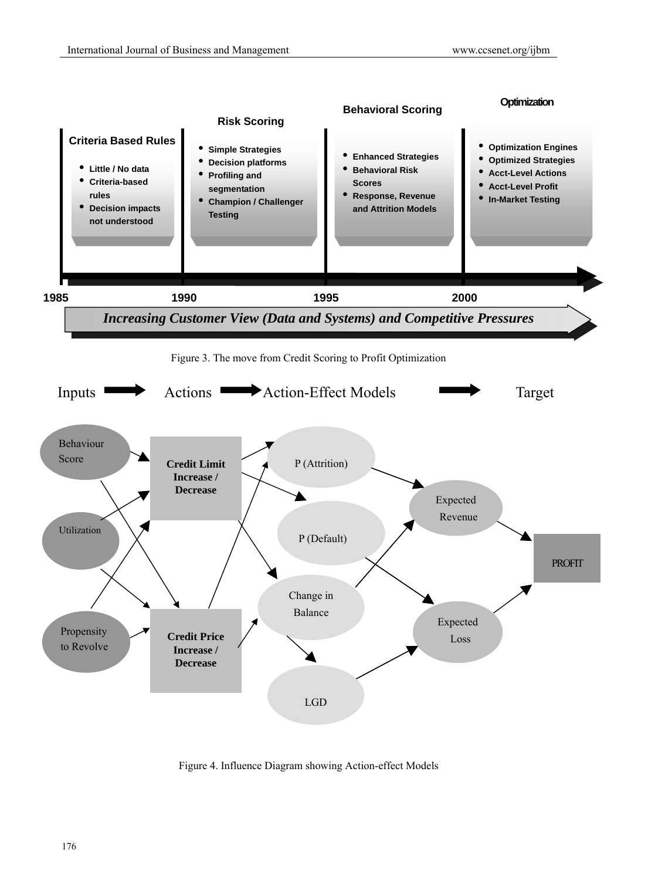Figure 3. The move from Credit Scoring to Profit Optimization

Figure 4. Influence Diagram showing Action-effect Models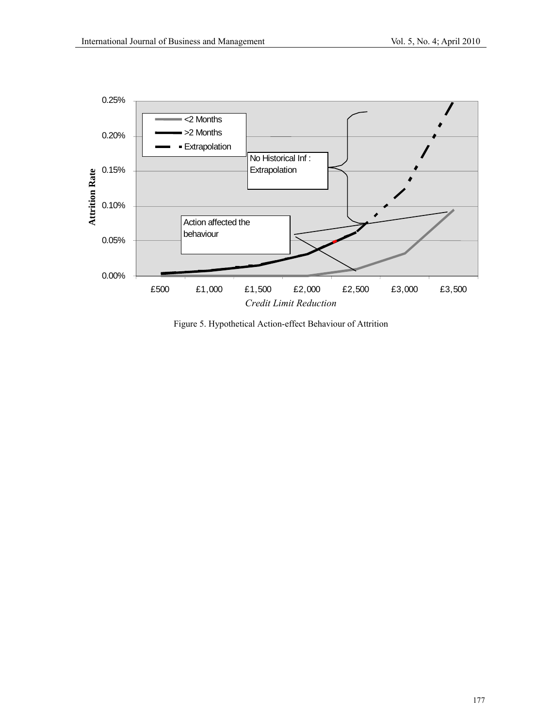0.25%

0.20%

0.15%

0.10%

0.05%

0.00%

Attrition Rate

<2 Months

>2 Months

Extrapolation

No Historical Inf : Extrapolation

Action affected the behaviour

£500 £1,000 £1,500 £2,000 £2,500 £3,000 £3,500

*Credit Limit Reduction*

Figure 5. Hypothetical Action-effect Behaviour of Attrition